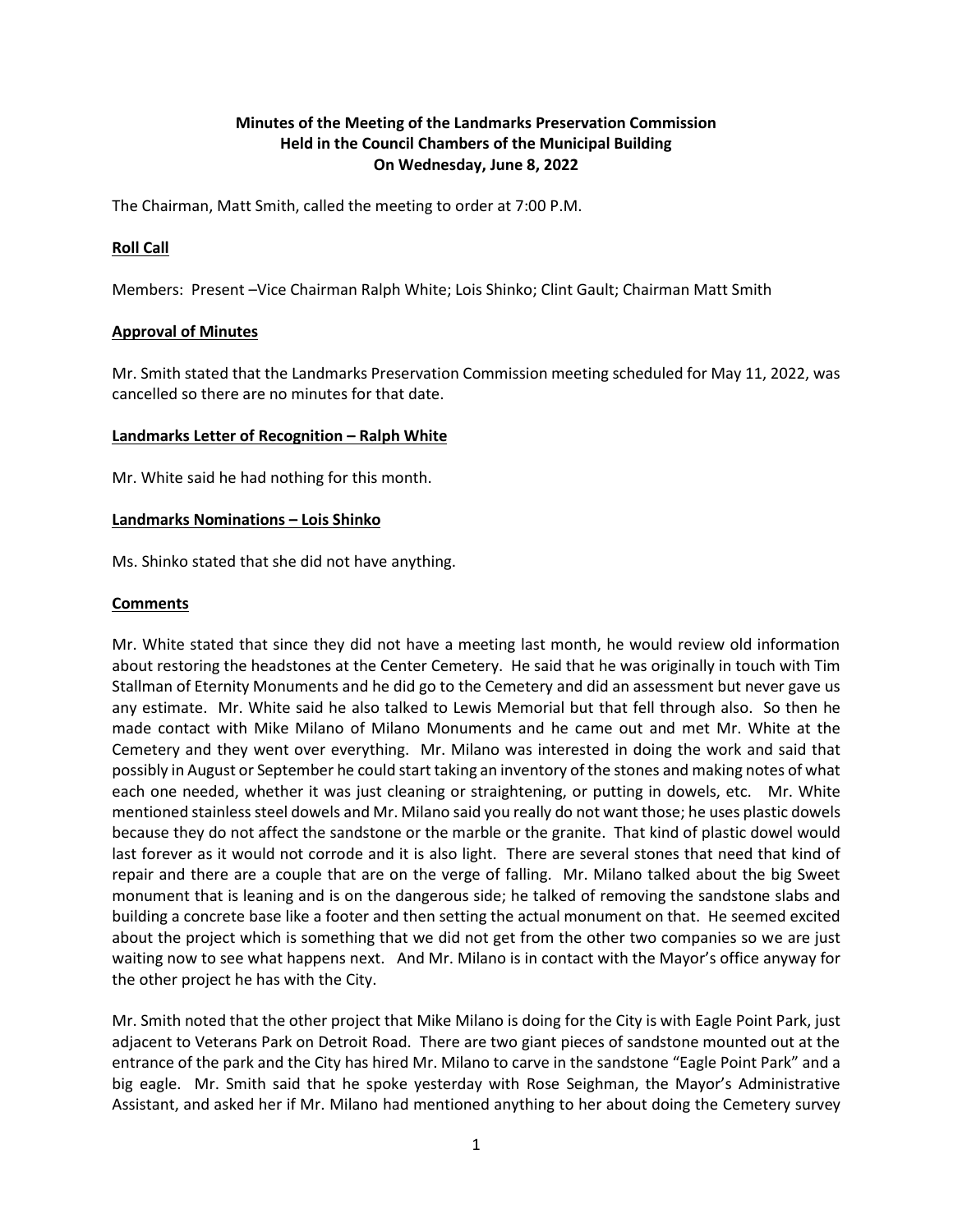**Minutes of the Meeting of the Landmarks Preservation Commission**
**Held in the Council Chambers of the Municipal Building**
**On Wednesday, June 8, 2022**

The Chairman, Matt Smith, called the meeting to order at 7:00 P.M.

**Roll Call**

Members: Present –Vice Chairman Ralph White; Lois Shinko; Clint Gault; Chairman Matt Smith

**Approval of Minutes**

Mr. Smith stated that the Landmarks Preservation Commission meeting scheduled for May 11, 2022, was cancelled so there are no minutes for that date.

**Landmarks Letter of Recognition – Ralph White**

Mr. White said he had nothing for this month.

**Landmarks Nominations – Lois Shinko**

Ms. Shinko stated that she did not have anything.

**Comments**

Mr. White stated that since they did not have a meeting last month, he would review old information about restoring the headstones at the Center Cemetery. He said that he was originally in touch with Tim Stallman of Eternity Monuments and he did go to the Cemetery and did an assessment but never gave us any estimate. Mr. White said he also talked to Lewis Memorial but that fell through also. So then he made contact with Mike Milano of Milano Monuments and he came out and met Mr. White at the Cemetery and they went over everything. Mr. Milano was interested in doing the work and said that possibly in August or September he could start taking an inventory of the stones and making notes of what each one needed, whether it was just cleaning or straightening, or putting in dowels, etc. Mr. White mentioned stainless steel dowels and Mr. Milano said you really do not want those; he uses plastic dowels because they do not affect the sandstone or the marble or the granite. That kind of plastic dowel would last forever as it would not corrode and it is also light. There are several stones that need that kind of repair and there are a couple that are on the verge of falling. Mr. Milano talked about the big Sweet monument that is leaning and is on the dangerous side; he talked of removing the sandstone slabs and building a concrete base like a footer and then setting the actual monument on that. He seemed excited about the project which is something that we did not get from the other two companies so we are just waiting now to see what happens next. And Mr. Milano is in contact with the Mayor's office anyway for the other project he has with the City.

Mr. Smith noted that the other project that Mike Milano is doing for the City is with Eagle Point Park, just adjacent to Veterans Park on Detroit Road. There are two giant pieces of sandstone mounted out at the entrance of the park and the City has hired Mr. Milano to carve in the sandstone "Eagle Point Park" and a big eagle. Mr. Smith said that he spoke yesterday with Rose Seighman, the Mayor's Administrative Assistant, and asked her if Mr. Milano had mentioned anything to her about doing the Cemetery survey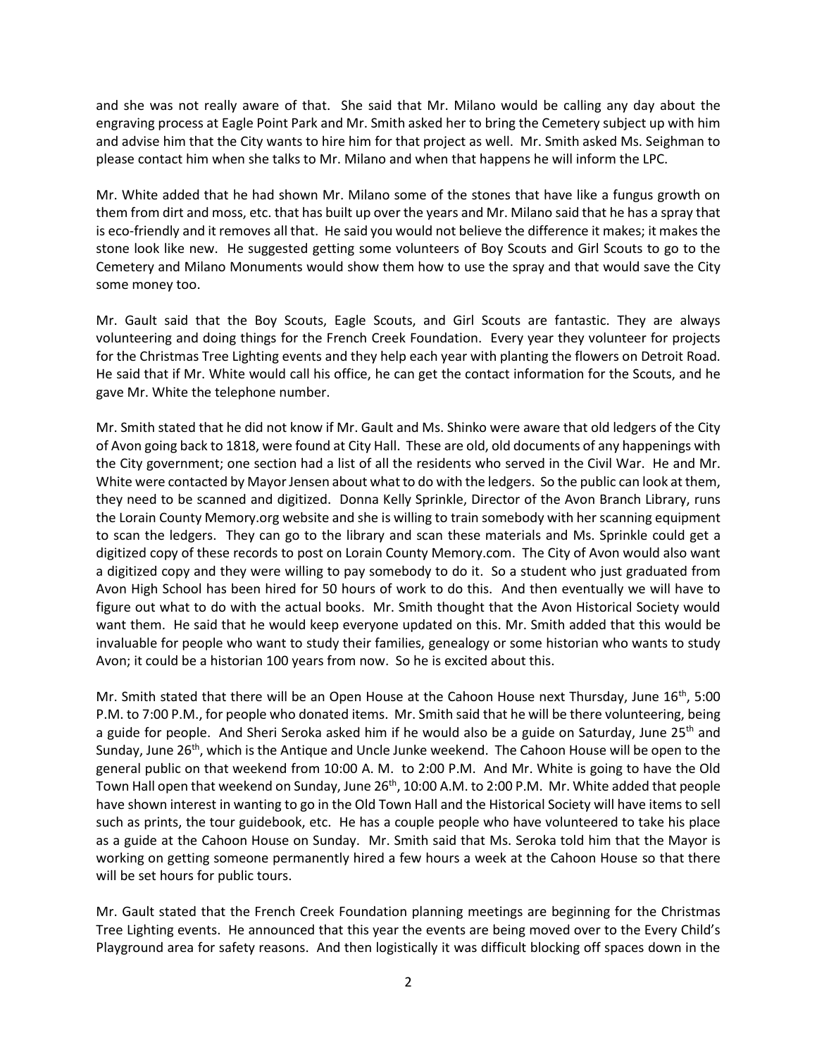and she was not really aware of that. She said that Mr. Milano would be calling any day about the engraving process at Eagle Point Park and Mr. Smith asked her to bring the Cemetery subject up with him and advise him that the City wants to hire him for that project as well. Mr. Smith asked Ms. Seighman to please contact him when she talks to Mr. Milano and when that happens he will inform the LPC.

Mr. White added that he had shown Mr. Milano some of the stones that have like a fungus growth on them from dirt and moss, etc. that has built up over the years and Mr. Milano said that he has a spray that is eco-friendly and it removes all that. He said you would not believe the difference it makes; it makes the stone look like new. He suggested getting some volunteers of Boy Scouts and Girl Scouts to go to the Cemetery and Milano Monuments would show them how to use the spray and that would save the City some money too.

Mr. Gault said that the Boy Scouts, Eagle Scouts, and Girl Scouts are fantastic. They are always volunteering and doing things for the French Creek Foundation. Every year they volunteer for projects for the Christmas Tree Lighting events and they help each year with planting the flowers on Detroit Road. He said that if Mr. White would call his office, he can get the contact information for the Scouts, and he gave Mr. White the telephone number.

Mr. Smith stated that he did not know if Mr. Gault and Ms. Shinko were aware that old ledgers of the City of Avon going back to 1818, were found at City Hall. These are old, old documents of any happenings with the City government; one section had a list of all the residents who served in the Civil War. He and Mr. White were contacted by Mayor Jensen about what to do with the ledgers. So the public can look at them, they need to be scanned and digitized. Donna Kelly Sprinkle, Director of the Avon Branch Library, runs the Lorain County Memory.org website and she is willing to train somebody with her scanning equipment to scan the ledgers. They can go to the library and scan these materials and Ms. Sprinkle could get a digitized copy of these records to post on Lorain County Memory.com. The City of Avon would also want a digitized copy and they were willing to pay somebody to do it. So a student who just graduated from Avon High School has been hired for 50 hours of work to do this. And then eventually we will have to figure out what to do with the actual books. Mr. Smith thought that the Avon Historical Society would want them. He said that he would keep everyone updated on this. Mr. Smith added that this would be invaluable for people who want to study their families, genealogy or some historian who wants to study Avon; it could be a historian 100 years from now. So he is excited about this.

Mr. Smith stated that there will be an Open House at the Cahoon House next Thursday, June 16th, 5:00 P.M. to 7:00 P.M., for people who donated items. Mr. Smith said that he will be there volunteering, being a guide for people. And Sheri Seroka asked him if he would also be a guide on Saturday, June 25th and Sunday, June 26th, which is the Antique and Uncle Junke weekend. The Cahoon House will be open to the general public on that weekend from 10:00 A. M. to 2:00 P.M. And Mr. White is going to have the Old Town Hall open that weekend on Sunday, June 26th, 10:00 A.M. to 2:00 P.M. Mr. White added that people have shown interest in wanting to go in the Old Town Hall and the Historical Society will have items to sell such as prints, the tour guidebook, etc. He has a couple people who have volunteered to take his place as a guide at the Cahoon House on Sunday. Mr. Smith said that Ms. Seroka told him that the Mayor is working on getting someone permanently hired a few hours a week at the Cahoon House so that there will be set hours for public tours.

Mr. Gault stated that the French Creek Foundation planning meetings are beginning for the Christmas Tree Lighting events. He announced that this year the events are being moved over to the Every Child's Playground area for safety reasons. And then logistically it was difficult blocking off spaces down in the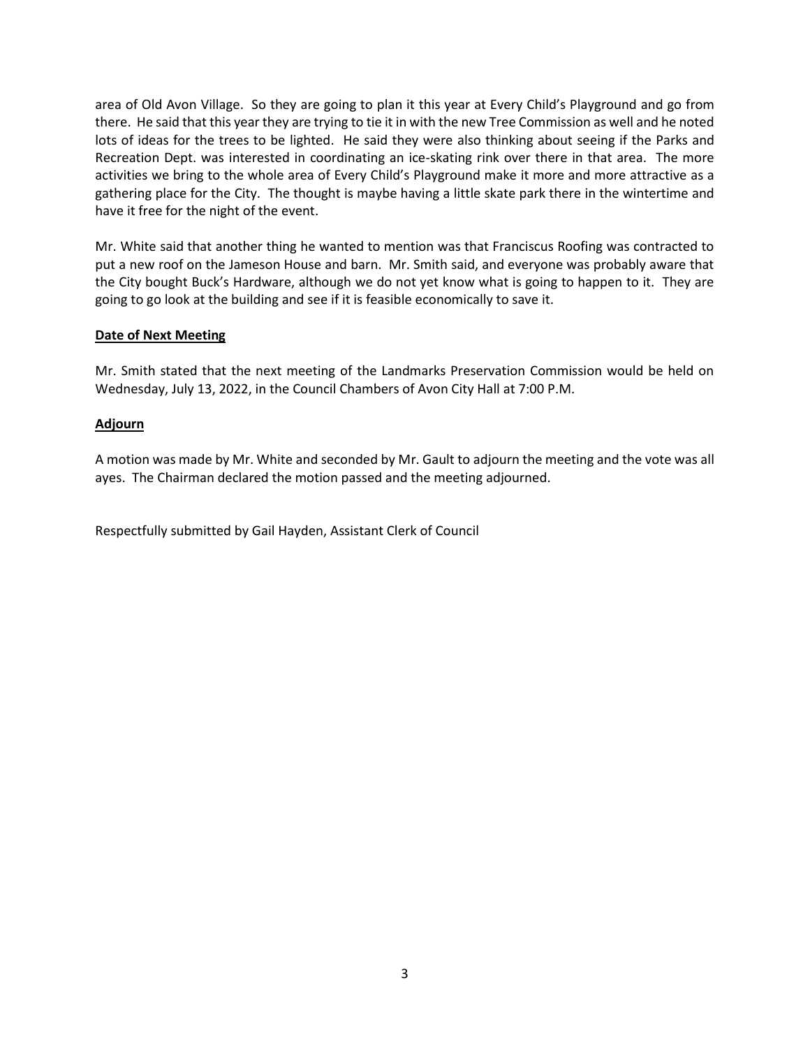area of Old Avon Village. So they are going to plan it this year at Every Child's Playground and go from there. He said that this year they are trying to tie it in with the new Tree Commission as well and he noted lots of ideas for the trees to be lighted. He said they were also thinking about seeing if the Parks and Recreation Dept. was interested in coordinating an ice-skating rink over there in that area. The more activities we bring to the whole area of Every Child's Playground make it more and more attractive as a gathering place for the City. The thought is maybe having a little skate park there in the wintertime and have it free for the night of the event.

Mr. White said that another thing he wanted to mention was that Franciscus Roofing was contracted to put a new roof on the Jameson House and barn. Mr. Smith said, and everyone was probably aware that the City bought Buck's Hardware, although we do not yet know what is going to happen to it. They are going to go look at the building and see if it is feasible economically to save it.

**Date of Next Meeting**

Mr. Smith stated that the next meeting of the Landmarks Preservation Commission would be held on Wednesday, July 13, 2022, in the Council Chambers of Avon City Hall at 7:00 P.M.

**Adjourn**

A motion was made by Mr. White and seconded by Mr. Gault to adjourn the meeting and the vote was all ayes. The Chairman declared the motion passed and the meeting adjourned.

Respectfully submitted by Gail Hayden, Assistant Clerk of Council